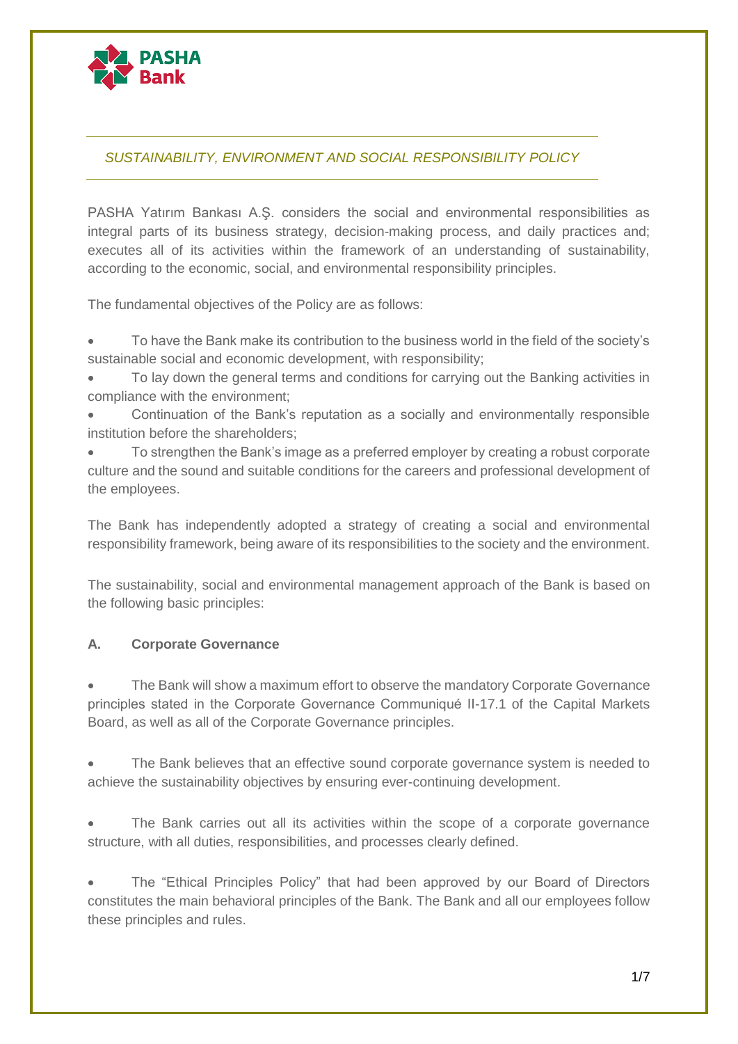*SUSTAINABILITY, ENVIRONMENT AND SOCIAL RESPONSIBILITY POLICY*

PASHA Yatırım Bankası A.Ş. considers the social and environmental responsibilities as integral parts of its business strategy, decision-making process, and daily practices and; executes all of its activities within the framework of an understanding of sustainability, according to the economic, social, and environmental responsibility principles.

The fundamental objectives of the Policy are as follows:

- To have the Bank make its contribution to the business world in the field of the society's sustainable social and economic development, with responsibility;
- To lay down the general terms and conditions for carrying out the Banking activities in compliance with the environment;
- Continuation of the Bank's reputation as a socially and environmentally responsible institution before the shareholders;
- To strengthen the Bank's image as a preferred employer by creating a robust corporate culture and the sound and suitable conditions for the careers and professional development of the employees.

The Bank has independently adopted a strategy of creating a social and environmental responsibility framework, being aware of its responsibilities to the society and the environment.

The sustainability, social and environmental management approach of the Bank is based on the following basic principles:

**A. Corporate Governance**

- The Bank will show a maximum effort to observe the mandatory Corporate Governance principles stated in the Corporate Governance Communiqué II-17.1 of the Capital Markets Board, as well as all of the Corporate Governance principles.

- The Bank believes that an effective sound corporate governance system is needed to achieve the sustainability objectives by ensuring ever-continuing development.

- The Bank carries out all its activities within the scope of a corporate governance structure, with all duties, responsibilities, and processes clearly defined.

- The "Ethical Principles Policy" that had been approved by our Board of Directors constitutes the main behavioral principles of the Bank. The Bank and all our employees follow these principles and rules.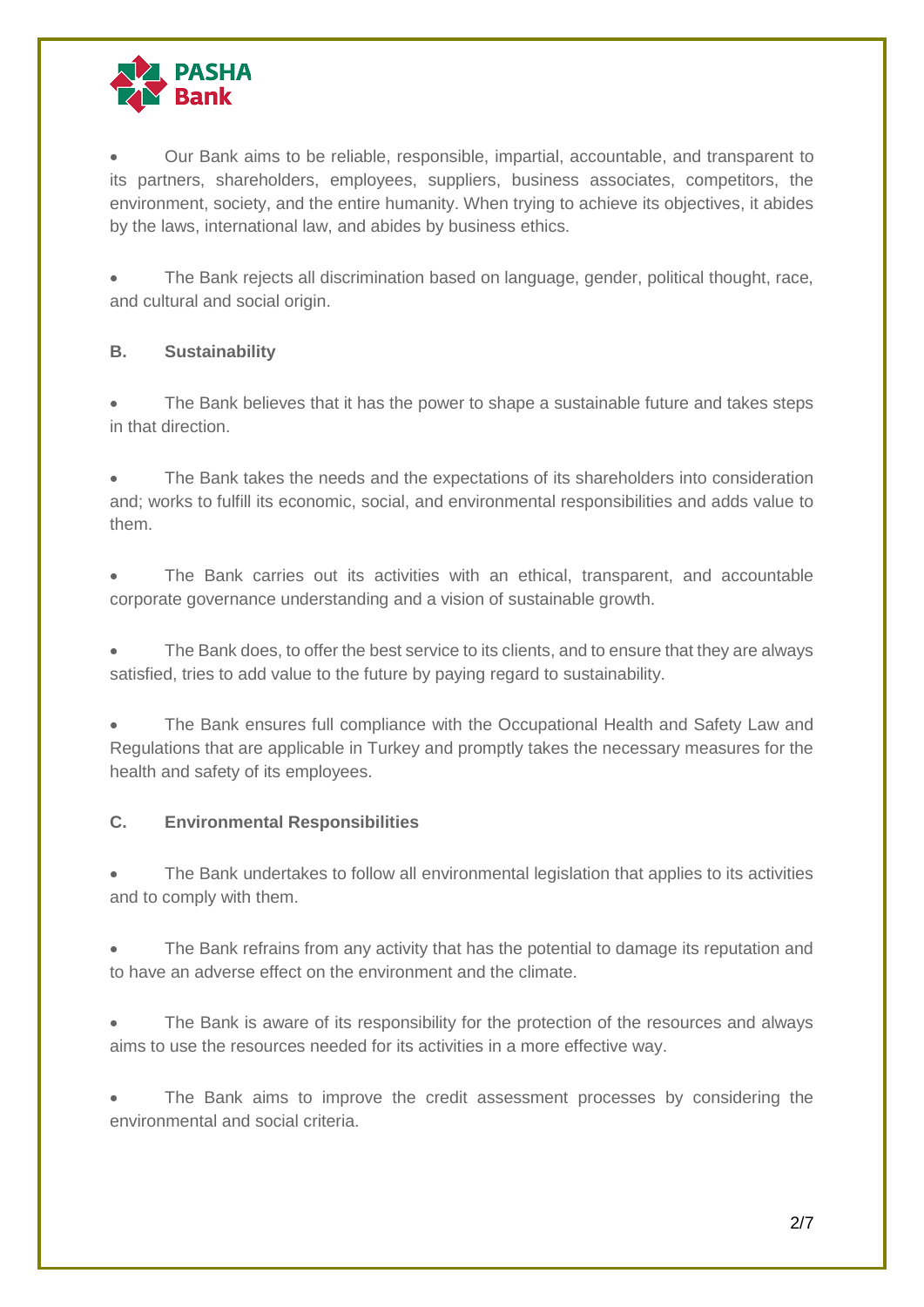- Our Bank aims to be reliable, responsible, impartial, accountable, and transparent to its partners, shareholders, employees, suppliers, business associates, competitors, the environment, society, and the entire humanity. When trying to achieve its objectives, it abides by the laws, international law, and abides by business ethics.

- The Bank rejects all discrimination based on language, gender, political thought, race, and cultural and social origin.

### B. Sustainability

- The Bank believes that it has the power to shape a sustainable future and takes steps in that direction.

- The Bank takes the needs and the expectations of its shareholders into consideration and; works to fulfill its economic, social, and environmental responsibilities and adds value to them.

- The Bank carries out its activities with an ethical, transparent, and accountable corporate governance understanding and a vision of sustainable growth.

- The Bank does, to offer the best service to its clients, and to ensure that they are always satisfied, tries to add value to the future by paying regard to sustainability.

- The Bank ensures full compliance with the Occupational Health and Safety Law and Regulations that are applicable in Turkey and promptly takes the necessary measures for the health and safety of its employees.

### C. Environmental Responsibilities

- The Bank undertakes to follow all environmental legislation that applies to its activities and to comply with them.

- The Bank refrains from any activity that has the potential to damage its reputation and to have an adverse effect on the environment and the climate.

- The Bank is aware of its responsibility for the protection of the resources and always aims to use the resources needed for its activities in a more effective way.

- The Bank aims to improve the credit assessment processes by considering the environmental and social criteria.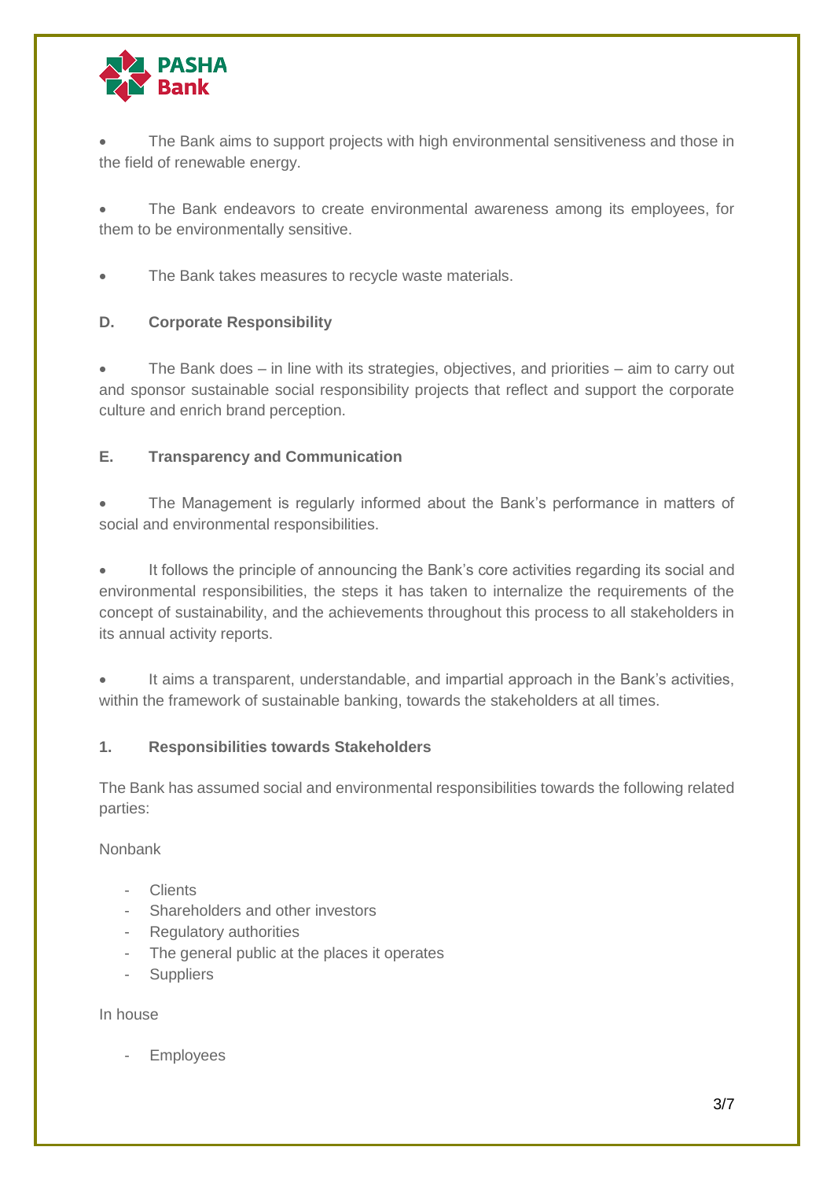- The Bank aims to support projects with high environmental sensitiveness and those in the field of renewable energy.

- The Bank endeavors to create environmental awareness among its employees, for them to be environmentally sensitive.

- The Bank takes measures to recycle waste materials.

**D. Corporate Responsibility**

- The Bank does – in line with its strategies, objectives, and priorities – aim to carry out and sponsor sustainable social responsibility projects that reflect and support the corporate culture and enrich brand perception.

**E. Transparency and Communication**

- The Management is regularly informed about the Bank's performance in matters of social and environmental responsibilities.

- It follows the principle of announcing the Bank's core activities regarding its social and environmental responsibilities, the steps it has taken to internalize the requirements of the concept of sustainability, and the achievements throughout this process to all stakeholders in its annual activity reports.

- It aims a transparent, understandable, and impartial approach in the Bank's activities, within the framework of sustainable banking, towards the stakeholders at all times.

**1. Responsibilities towards Stakeholders**

The Bank has assumed social and environmental responsibilities towards the following related parties:

Nonbank

- Clients
- Shareholders and other investors
- Regulatory authorities
- The general public at the places it operates
- Suppliers

In house

- Employees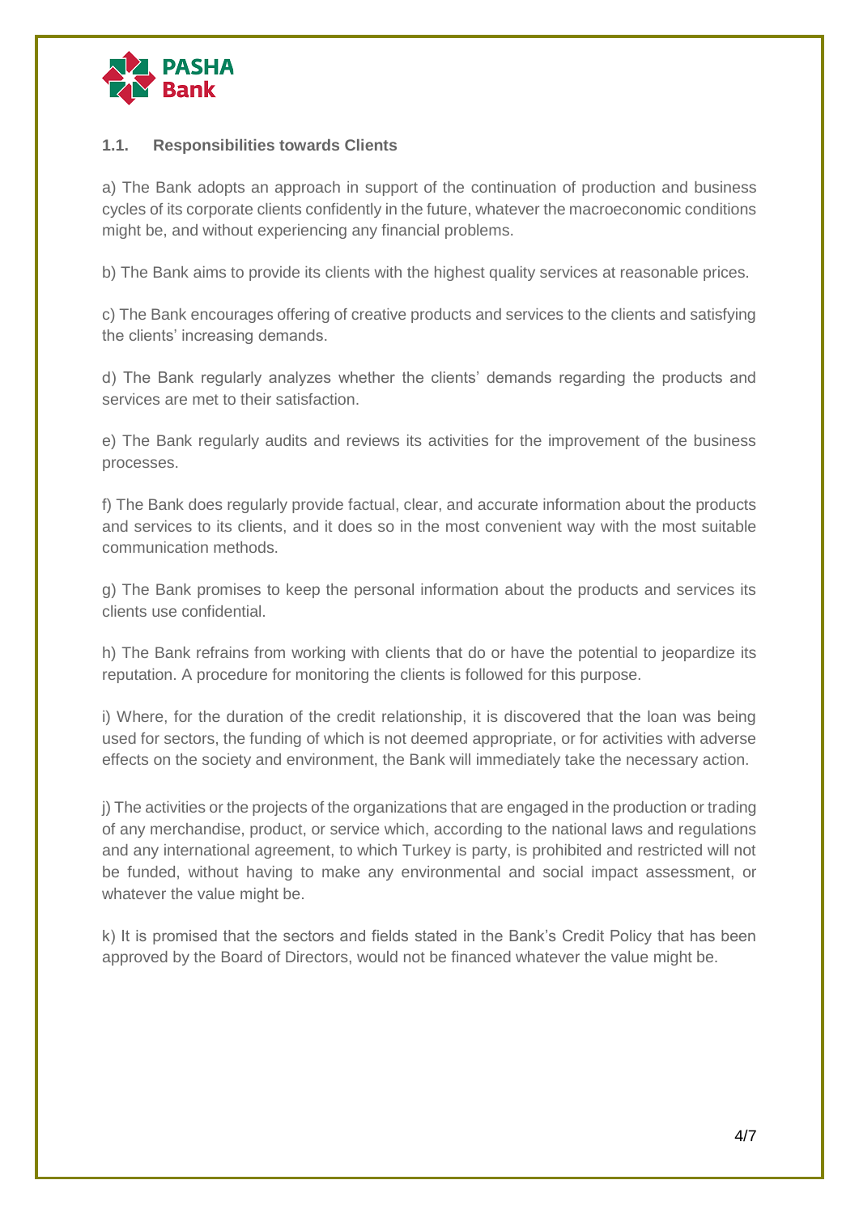### 1.1. Responsibilities towards Clients

a) The Bank adopts an approach in support of the continuation of production and business cycles of its corporate clients confidently in the future, whatever the macroeconomic conditions might be, and without experiencing any financial problems.

b) The Bank aims to provide its clients with the highest quality services at reasonable prices.

c) The Bank encourages offering of creative products and services to the clients and satisfying the clients' increasing demands.

d) The Bank regularly analyzes whether the clients' demands regarding the products and services are met to their satisfaction.

e) The Bank regularly audits and reviews its activities for the improvement of the business processes.

f) The Bank does regularly provide factual, clear, and accurate information about the products and services to its clients, and it does so in the most convenient way with the most suitable communication methods.

g) The Bank promises to keep the personal information about the products and services its clients use confidential.

h) The Bank refrains from working with clients that do or have the potential to jeopardize its reputation. A procedure for monitoring the clients is followed for this purpose.

i) Where, for the duration of the credit relationship, it is discovered that the loan was being used for sectors, the funding of which is not deemed appropriate, or for activities with adverse effects on the society and environment, the Bank will immediately take the necessary action.

j) The activities or the projects of the organizations that are engaged in the production or trading of any merchandise, product, or service which, according to the national laws and regulations and any international agreement, to which Turkey is party, is prohibited and restricted will not be funded, without having to make any environmental and social impact assessment, or whatever the value might be.

k) It is promised that the sectors and fields stated in the Bank's Credit Policy that has been approved by the Board of Directors, would not be financed whatever the value might be.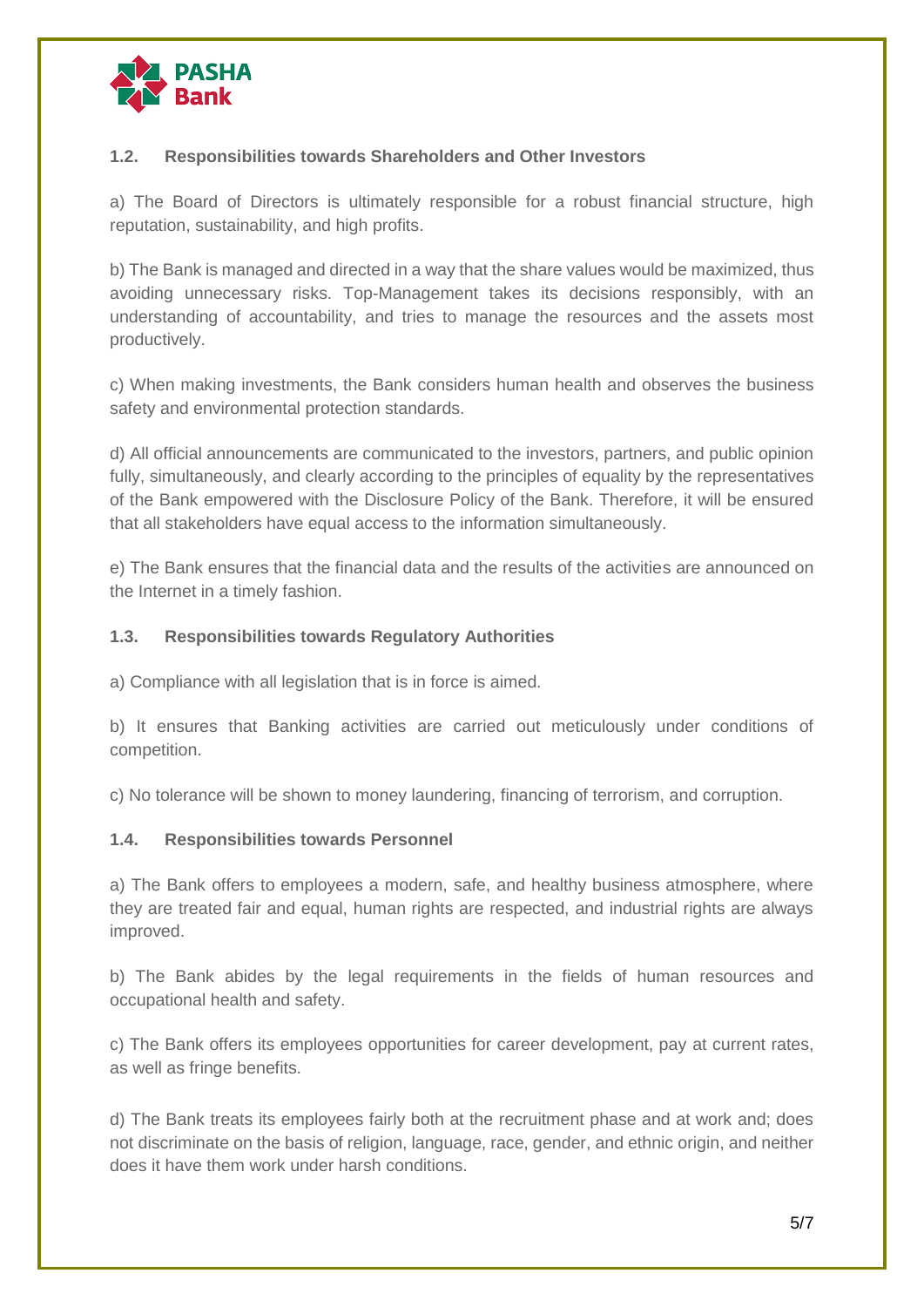### 1.2. Responsibilities towards Shareholders and Other Investors

a) The Board of Directors is ultimately responsible for a robust financial structure, high reputation, sustainability, and high profits.

b) The Bank is managed and directed in a way that the share values would be maximized, thus avoiding unnecessary risks. Top-Management takes its decisions responsibly, with an understanding of accountability, and tries to manage the resources and the assets most productively.

c) When making investments, the Bank considers human health and observes the business safety and environmental protection standards.

d) All official announcements are communicated to the investors, partners, and public opinion fully, simultaneously, and clearly according to the principles of equality by the representatives of the Bank empowered with the Disclosure Policy of the Bank. Therefore, it will be ensured that all stakeholders have equal access to the information simultaneously.

e) The Bank ensures that the financial data and the results of the activities are announced on the Internet in a timely fashion.

### 1.3. Responsibilities towards Regulatory Authorities

a) Compliance with all legislation that is in force is aimed.

b) It ensures that Banking activities are carried out meticulously under conditions of competition.

c) No tolerance will be shown to money laundering, financing of terrorism, and corruption.

### 1.4. Responsibilities towards Personnel

a) The Bank offers to employees a modern, safe, and healthy business atmosphere, where they are treated fair and equal, human rights are respected, and industrial rights are always improved.

b) The Bank abides by the legal requirements in the fields of human resources and occupational health and safety.

c) The Bank offers its employees opportunities for career development, pay at current rates, as well as fringe benefits.

d) The Bank treats its employees fairly both at the recruitment phase and at work and; does not discriminate on the basis of religion, language, race, gender, and ethnic origin, and neither does it have them work under harsh conditions.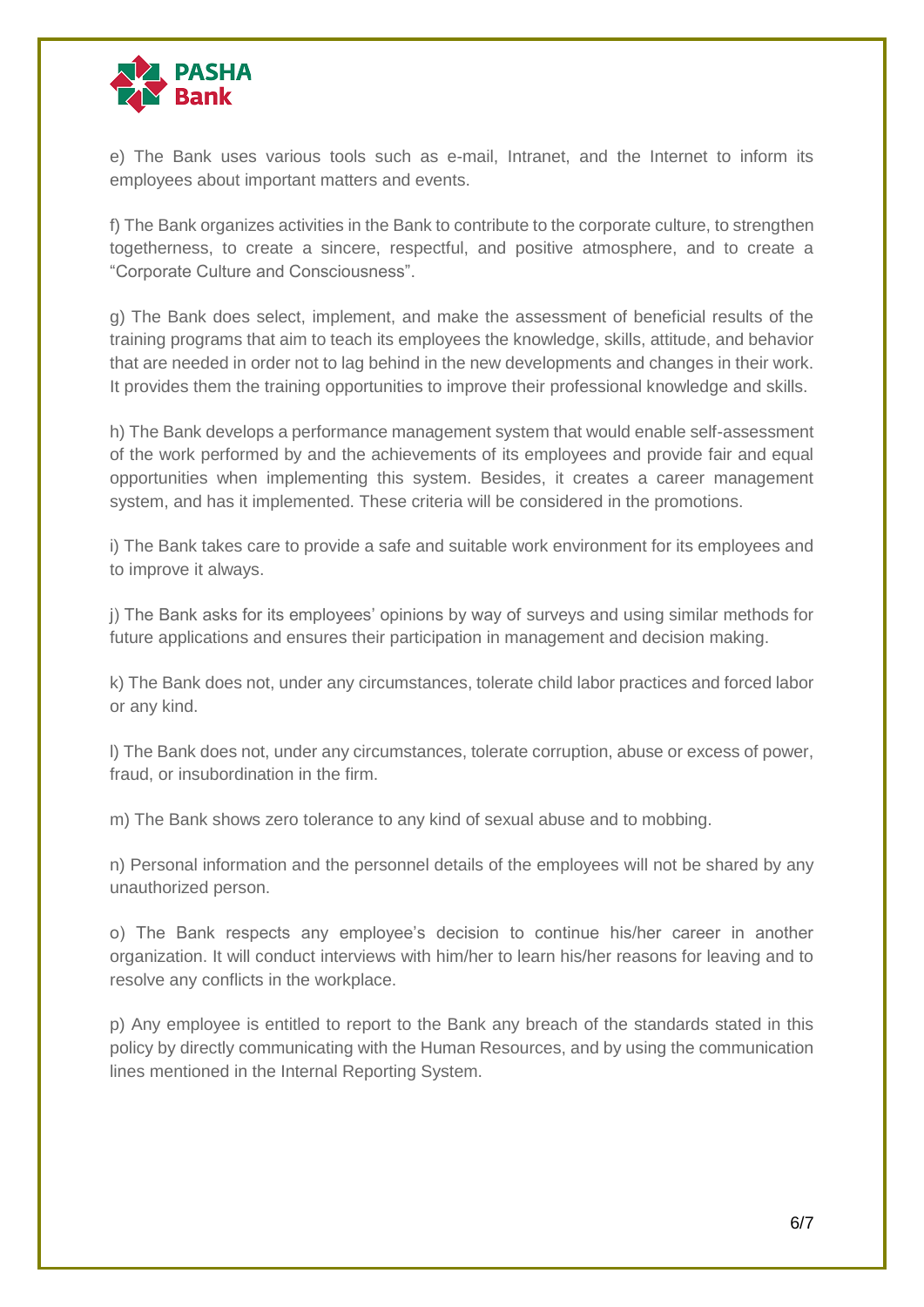e) The Bank uses various tools such as e-mail, Intranet, and the Internet to inform its employees about important matters and events.

f) The Bank organizes activities in the Bank to contribute to the corporate culture, to strengthen togetherness, to create a sincere, respectful, and positive atmosphere, and to create a "Corporate Culture and Consciousness".

g) The Bank does select, implement, and make the assessment of beneficial results of the training programs that aim to teach its employees the knowledge, skills, attitude, and behavior that are needed in order not to lag behind in the new developments and changes in their work. It provides them the training opportunities to improve their professional knowledge and skills.

h) The Bank develops a performance management system that would enable self-assessment of the work performed by and the achievements of its employees and provide fair and equal opportunities when implementing this system. Besides, it creates a career management system, and has it implemented. These criteria will be considered in the promotions.

i) The Bank takes care to provide a safe and suitable work environment for its employees and to improve it always.

j) The Bank asks for its employees' opinions by way of surveys and using similar methods for future applications and ensures their participation in management and decision making.

k) The Bank does not, under any circumstances, tolerate child labor practices and forced labor or any kind.

l) The Bank does not, under any circumstances, tolerate corruption, abuse or excess of power, fraud, or insubordination in the firm.

m) The Bank shows zero tolerance to any kind of sexual abuse and to mobbing.

n) Personal information and the personnel details of the employees will not be shared by any unauthorized person.

o) The Bank respects any employee's decision to continue his/her career in another organization. It will conduct interviews with him/her to learn his/her reasons for leaving and to resolve any conflicts in the workplace.

p) Any employee is entitled to report to the Bank any breach of the standards stated in this policy by directly communicating with the Human Resources, and by using the communication lines mentioned in the Internal Reporting System.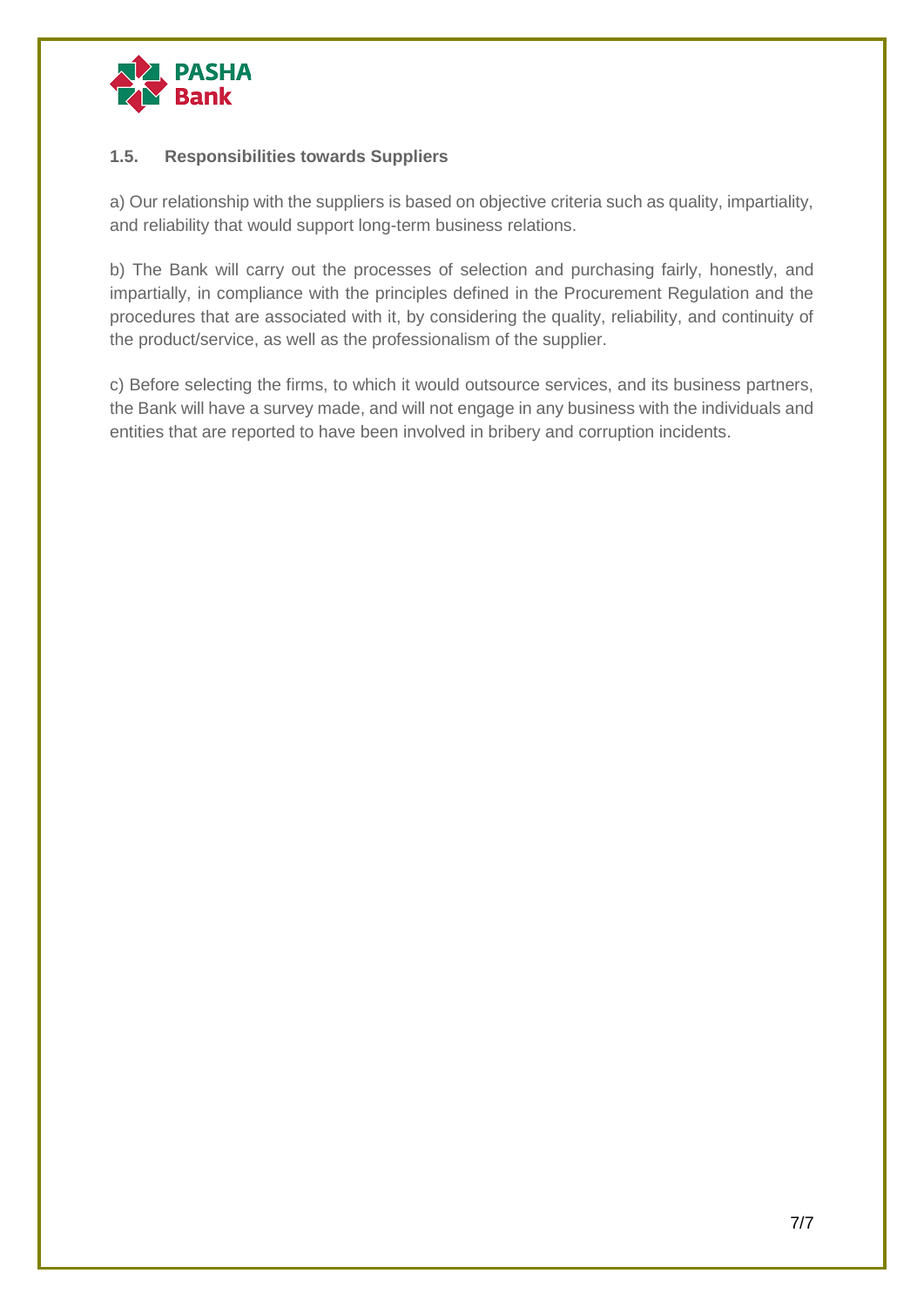### 1.5. Responsibilities towards Suppliers

a) Our relationship with the suppliers is based on objective criteria such as quality, impartiality, and reliability that would support long-term business relations.

b) The Bank will carry out the processes of selection and purchasing fairly, honestly, and impartially, in compliance with the principles defined in the Procurement Regulation and the procedures that are associated with it, by considering the quality, reliability, and continuity of the product/service, as well as the professionalism of the supplier.

c) Before selecting the firms, to which it would outsource services, and its business partners, the Bank will have a survey made, and will not engage in any business with the individuals and entities that are reported to have been involved in bribery and corruption incidents.